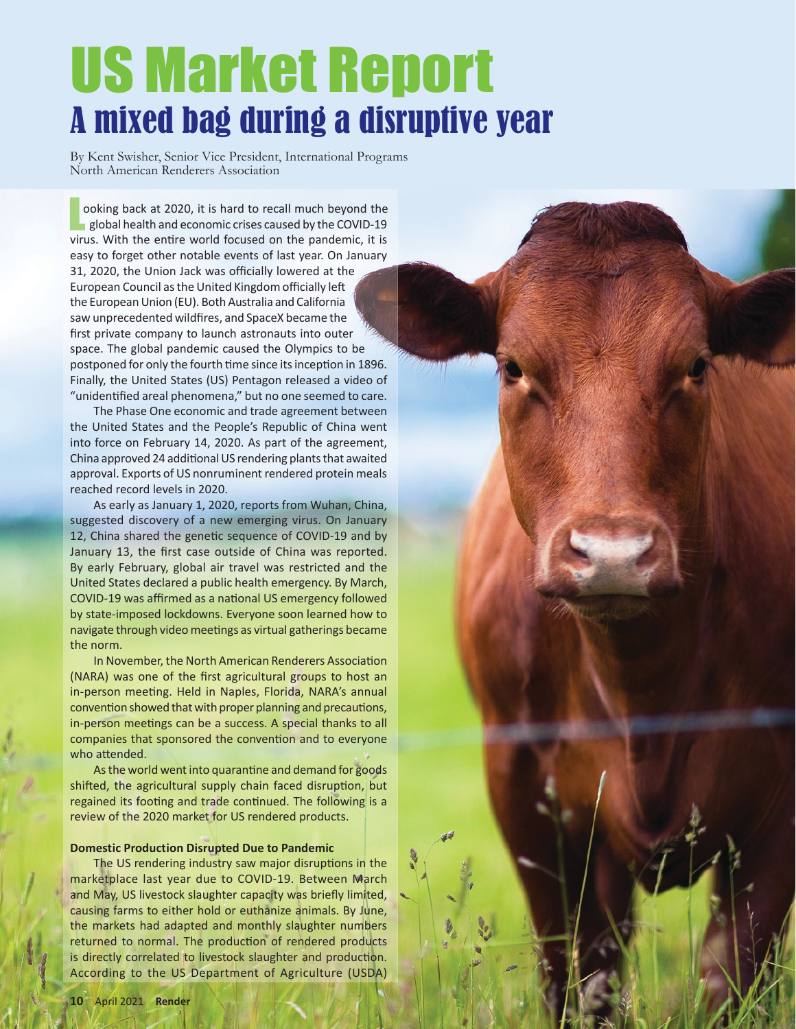# US Market Report

## A mixed bag during a disruptive year

By Kent Swisher, Senior Vice President, International Programs
North American Renderers Association

Looking back at 2020, it is hard to recall much beyond the global health and economic crises caused by the COVID-19 virus. With the entire world focused on the pandemic, it is easy to forget other notable events of last year. On January 31, 2020, the Union Jack was officially lowered at the European Council as the United Kingdom officially left the European Union (EU). Both Australia and California saw unprecedented wildfires, and SpaceX became the first private company to launch astronauts into outer space. The global pandemic caused the Olympics to be postponed for only the fourth time since its inception in 1896. Finally, the United States (US) Pentagon released a video of "unidentified areal phenomena," but no one seemed to care.

The Phase One economic and trade agreement between the United States and the People's Republic of China went into force on February 14, 2020. As part of the agreement, China approved 24 additional US rendering plants that awaited approval. Exports of US nonruminent rendered protein meals reached record levels in 2020.

As early as January 1, 2020, reports from Wuhan, China, suggested discovery of a new emerging virus. On January 12, China shared the genetic sequence of COVID-19 and by January 13, the first case outside of China was reported. By early February, global air travel was restricted and the United States declared a public health emergency. By March, COVID-19 was affirmed as a national US emergency followed by state-imposed lockdowns. Everyone soon learned how to navigate through video meetings as virtual gatherings became the norm.

In November, the North American Renderers Association (NARA) was one of the first agricultural groups to host an in-person meeting. Held in Naples, Florida, NARA's annual convention showed that with proper planning and precautions, in-person meetings can be a success. A special thanks to all companies that sponsored the convention and to everyone who attended.

As the world went into quarantine and demand for goods shifted, the agricultural supply chain faced disruption, but regained its footing and trade continued. The following is a review of the 2020 market for US rendered products.

**Domestic Production Disrupted Due to Pandemic**

The US rendering industry saw major disruptions in the marketplace last year due to COVID-19. Between March and May, US livestock slaughter capacity was briefly limited, causing farms to either hold or euthanize animals. By June, the markets had adapted and monthly slaughter numbers returned to normal. The production of rendered products is directly correlated to livestock slaughter and production. According to the US Department of Agriculture (USDA)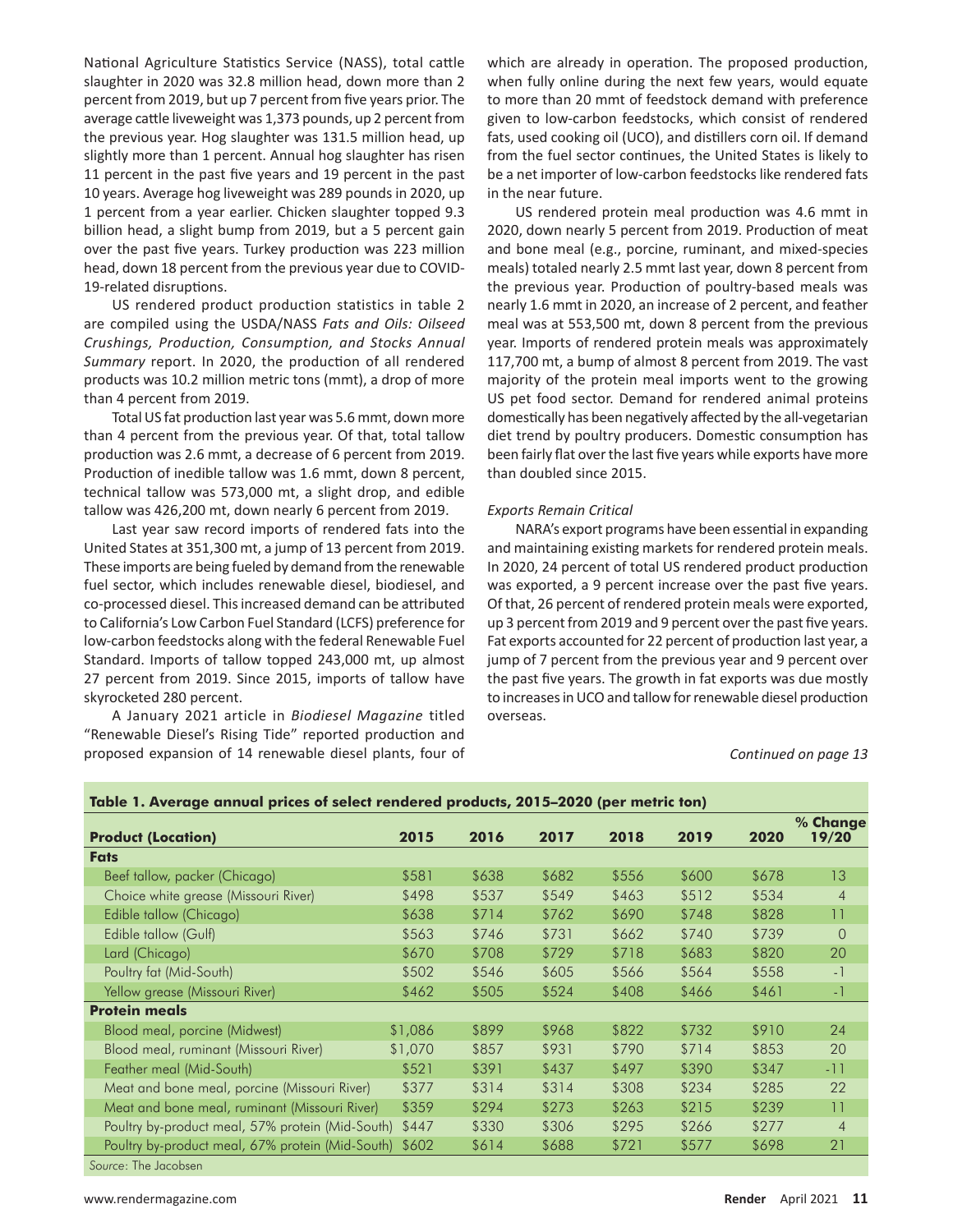National Agriculture Statistics Service (NASS), total cattle slaughter in 2020 was 32.8 million head, down more than 2 percent from 2019, but up 7 percent from five years prior. The average cattle liveweight was 1,373 pounds, up 2 percent from the previous year. Hog slaughter was 131.5 million head, up slightly more than 1 percent. Annual hog slaughter has risen 11 percent in the past five years and 19 percent in the past 10 years. Average hog liveweight was 289 pounds in 2020, up 1 percent from a year earlier. Chicken slaughter topped 9.3 billion head, a slight bump from 2019, but a 5 percent gain over the past five years. Turkey production was 223 million head, down 18 percent from the previous year due to COVID-19-related disruptions.

US rendered product production statistics in table 2 are compiled using the USDA/NASS *Fats and Oils: Oilseed Crushings, Production, Consumption, and Stocks Annual Summary* report. In 2020, the production of all rendered products was 10.2 million metric tons (mmt), a drop of more than 4 percent from 2019.

Total US fat production last year was 5.6 mmt, down more than 4 percent from the previous year. Of that, total tallow production was 2.6 mmt, a decrease of 6 percent from 2019. Production of inedible tallow was 1.6 mmt, down 8 percent, technical tallow was 573,000 mt, a slight drop, and edible tallow was 426,200 mt, down nearly 6 percent from 2019.

Last year saw record imports of rendered fats into the United States at 351,300 mt, a jump of 13 percent from 2019. These imports are being fueled by demand from the renewable fuel sector, which includes renewable diesel, biodiesel, and co-processed diesel. This increased demand can be attributed to California's Low Carbon Fuel Standard (LCFS) preference for low-carbon feedstocks along with the federal Renewable Fuel Standard. Imports of tallow topped 243,000 mt, up almost 27 percent from 2019. Since 2015, imports of tallow have skyrocketed 280 percent.

A January 2021 article in *Biodiesel Magazine* titled "Renewable Diesel's Rising Tide" reported production and proposed expansion of 14 renewable diesel plants, four of which are already in operation. The proposed production, when fully online during the next few years, would equate to more than 20 mmt of feedstock demand with preference given to low-carbon feedstocks, which consist of rendered fats, used cooking oil (UCO), and distillers corn oil. If demand from the fuel sector continues, the United States is likely to be a net importer of low-carbon feedstocks like rendered fats in the near future.

US rendered protein meal production was 4.6 mmt in 2020, down nearly 5 percent from 2019. Production of meat and bone meal (e.g., porcine, ruminant, and mixed-species meals) totaled nearly 2.5 mmt last year, down 8 percent from the previous year. Production of poultry-based meals was nearly 1.6 mmt in 2020, an increase of 2 percent, and feather meal was at 553,500 mt, down 8 percent from the previous year. Imports of rendered protein meals was approximately 117,700 mt, a bump of almost 8 percent from 2019. The vast majority of the protein meal imports went to the growing US pet food sector. Demand for rendered animal proteins domestically has been negatively affected by the all-vegetarian diet trend by poultry producers. Domestic consumption has been fairly flat over the last five years while exports have more than doubled since 2015.

*Exports Remain Critical*

NARA's export programs have been essential in expanding and maintaining existing markets for rendered protein meals. In 2020, 24 percent of total US rendered product production was exported, a 9 percent increase over the past five years. Of that, 26 percent of rendered protein meals were exported, up 3 percent from 2019 and 9 percent over the past five years. Fat exports accounted for 22 percent of production last year, a jump of 7 percent from the previous year and 9 percent over the past five years. The growth in fat exports was due mostly to increases in UCO and tallow for renewable diesel production overseas.

*Continued on page 13*

**Table 1. Average annual prices of select rendered products, 2015–2020 (per metric ton)**

| Product (Location) | 2015 | 2016 | 2017 | 2018 | 2019 | 2020 | % Change 19/20 |
|---|---|---|---|---|---|---|---|
| **Fats** | | | | | | | |
| Beef tallow, packer (Chicago) | $581 | $638 | $682 | $556 | $600 | $678 | 13 |
| Choice white grease (Missouri River) | $498 | $537 | $549 | $463 | $512 | $534 | 4 |
| Edible tallow (Chicago) | $638 | $714 | $762 | $690 | $748 | $828 | 11 |
| Edible tallow (Gulf) | $563 | $746 | $731 | $662 | $740 | $739 | 0 |
| Lard (Chicago) | $670 | $708 | $729 | $718 | $683 | $820 | 20 |
| Poultry fat (Mid-South) | $502 | $546 | $605 | $566 | $564 | $558 | -1 |
| Yellow grease (Missouri River) | $462 | $505 | $524 | $408 | $466 | $461 | -1 |
| **Protein meals** | | | | | | | |
| Blood meal, porcine (Midwest) | $1,086 | $899 | $968 | $822 | $732 | $910 | 24 |
| Blood meal, ruminant (Missouri River) | $1,070 | $857 | $931 | $790 | $714 | $853 | 20 |
| Feather meal (Mid-South) | $521 | $391 | $437 | $497 | $390 | $347 | -11 |
| Meat and bone meal, porcine (Missouri River) | $377 | $314 | $314 | $308 | $234 | $285 | 22 |
| Meat and bone meal, ruminant (Missouri River) | $359 | $294 | $273 | $263 | $215 | $239 | 11 |
| Poultry by-product meal, 57% protein (Mid-South) | $447 | $330 | $306 | $295 | $266 | $277 | 4 |
| Poultry by-product meal, 67% protein (Mid-South) | $602 | $614 | $688 | $721 | $577 | $698 | 21 |

*Source*: The Jacobsen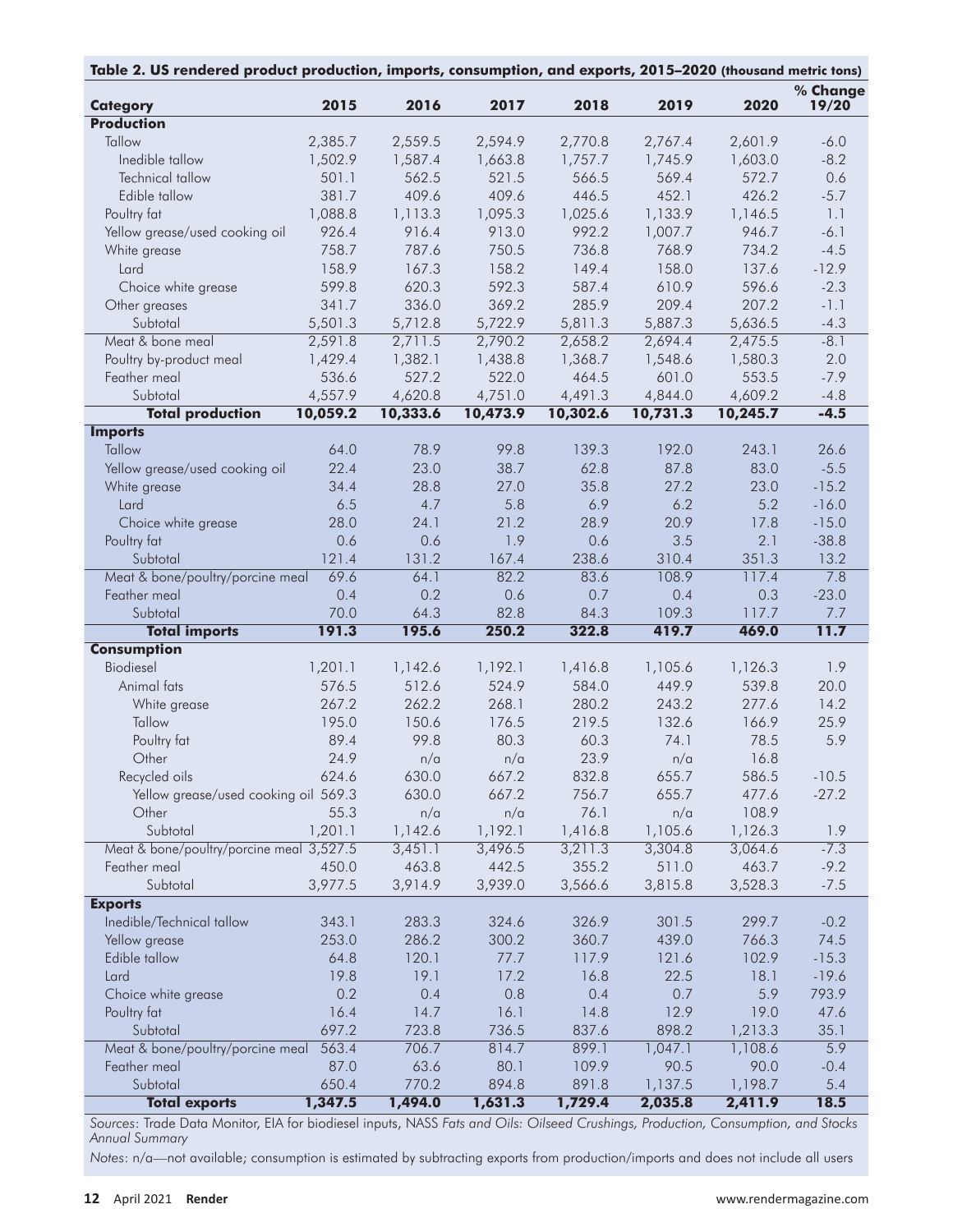**Table 2. US rendered product production, imports, consumption, and exports, 2015–2020 (thousand metric tons)**

| Category | 2015 | 2016 | 2017 | 2018 | 2019 | 2020 | % Change 19/20 |
|---|---|---|---|---|---|---|---|
| **Production** | | | | | | | |
| Tallow | 2,385.7 | 2,559.5 | 2,594.9 | 2,770.8 | 2,767.4 | 2,601.9 | -6.0 |
| Inedible tallow | 1,502.9 | 1,587.4 | 1,663.8 | 1,757.7 | 1,745.9 | 1,603.0 | -8.2 |
| Technical tallow | 501.1 | 562.5 | 521.5 | 566.5 | 569.4 | 572.7 | 0.6 |
| Edible tallow | 381.7 | 409.6 | 409.6 | 446.5 | 452.1 | 426.2 | -5.7 |
| Poultry fat | 1,088.8 | 1,113.3 | 1,095.3 | 1,025.6 | 1,133.9 | 1,146.5 | 1.1 |
| Yellow grease/used cooking oil | 926.4 | 916.4 | 913.0 | 992.2 | 1,007.7 | 946.7 | -6.1 |
| White grease | 758.7 | 787.6 | 750.5 | 736.8 | 768.9 | 734.2 | -4.5 |
| Lard | 158.9 | 167.3 | 158.2 | 149.4 | 158.0 | 137.6 | -12.9 |
| Choice white grease | 599.8 | 620.3 | 592.3 | 587.4 | 610.9 | 596.6 | -2.3 |
| Other greases | 341.7 | 336.0 | 369.2 | 285.9 | 209.4 | 207.2 | -1.1 |
| Subtotal | 5,501.3 | 5,712.8 | 5,722.9 | 5,811.3 | 5,887.3 | 5,636.5 | -4.3 |
| Meat & bone meal | 2,591.8 | 2,711.5 | 2,790.2 | 2,658.2 | 2,694.4 | 2,475.5 | -8.1 |
| Poultry by-product meal | 1,429.4 | 1,382.1 | 1,438.8 | 1,368.7 | 1,548.6 | 1,580.3 | 2.0 |
| Feather meal | 536.6 | 527.2 | 522.0 | 464.5 | 601.0 | 553.5 | -7.9 |
| Subtotal | 4,557.9 | 4,620.8 | 4,751.0 | 4,491.3 | 4,844.0 | 4,609.2 | -4.8 |
| **Total production** | **10,059.2** | **10,333.6** | **10,473.9** | **10,302.6** | **10,731.3** | **10,245.7** | **-4.5** |
| **Imports** | | | | | | | |
| Tallow | 64.0 | 78.9 | 99.8 | 139.3 | 192.0 | 243.1 | 26.6 |
| Yellow grease/used cooking oil | 22.4 | 23.0 | 38.7 | 62.8 | 87.8 | 83.0 | -5.5 |
| White grease | 34.4 | 28.8 | 27.0 | 35.8 | 27.2 | 23.0 | -15.2 |
| Lard | 6.5 | 4.7 | 5.8 | 6.9 | 6.2 | 5.2 | -16.0 |
| Choice white grease | 28.0 | 24.1 | 21.2 | 28.9 | 20.9 | 17.8 | -15.0 |
| Poultry fat | 0.6 | 0.6 | 1.9 | 0.6 | 3.5 | 2.1 | -38.8 |
| Subtotal | 121.4 | 131.2 | 167.4 | 238.6 | 310.4 | 351.3 | 13.2 |
| Meat & bone/poultry/porcine meal | 69.6 | 64.1 | 82.2 | 83.6 | 108.9 | 117.4 | 7.8 |
| Feather meal | 0.4 | 0.2 | 0.6 | 0.7 | 0.4 | 0.3 | -23.0 |
| Subtotal | 70.0 | 64.3 | 82.8 | 84.3 | 109.3 | 117.7 | 7.7 |
| **Total imports** | **191.3** | **195.6** | **250.2** | **322.8** | **419.7** | **469.0** | **11.7** |
| **Consumption** | | | | | | | |
| Biodiesel | 1,201.1 | 1,142.6 | 1,192.1 | 1,416.8 | 1,105.6 | 1,126.3 | 1.9 |
| Animal fats | 576.5 | 512.6 | 524.9 | 584.0 | 449.9 | 539.8 | 20.0 |
| White grease | 267.2 | 262.2 | 268.1 | 280.2 | 243.2 | 277.6 | 14.2 |
| Tallow | 195.0 | 150.6 | 176.5 | 219.5 | 132.6 | 166.9 | 25.9 |
| Poultry fat | 89.4 | 99.8 | 80.3 | 60.3 | 74.1 | 78.5 | 5.9 |
| Other | 24.9 | n/a | n/a | 23.9 | n/a | 16.8 | |
| Recycled oils | 624.6 | 630.0 | 667.2 | 832.8 | 655.7 | 586.5 | -10.5 |
| Yellow grease/used cooking oil | 569.3 | 630.0 | 667.2 | 756.7 | 655.7 | 477.6 | -27.2 |
| Other | 55.3 | n/a | n/a | 76.1 | n/a | 108.9 | |
| Subtotal | 1,201.1 | 1,142.6 | 1,192.1 | 1,416.8 | 1,105.6 | 1,126.3 | 1.9 |
| Meat & bone/poultry/porcine meal | 3,527.5 | 3,451.1 | 3,496.5 | 3,211.3 | 3,304.8 | 3,064.6 | -7.3 |
| Feather meal | 450.0 | 463.8 | 442.5 | 355.2 | 511.0 | 463.7 | -9.2 |
| Subtotal | 3,977.5 | 3,914.9 | 3,939.0 | 3,566.6 | 3,815.8 | 3,528.3 | -7.5 |
| **Exports** | | | | | | | |
| Inedible/Technical tallow | 343.1 | 283.3 | 324.6 | 326.9 | 301.5 | 299.7 | -0.2 |
| Yellow grease | 253.0 | 286.2 | 300.2 | 360.7 | 439.0 | 766.3 | 74.5 |
| Edible tallow | 64.8 | 120.1 | 77.7 | 117.9 | 121.6 | 102.9 | -15.3 |
| Lard | 19.8 | 19.1 | 17.2 | 16.8 | 22.5 | 18.1 | -19.6 |
| Choice white grease | 0.2 | 0.4 | 0.8 | 0.4 | 0.7 | 5.9 | 793.9 |
| Poultry fat | 16.4 | 14.7 | 16.1 | 14.8 | 12.9 | 19.0 | 47.6 |
| Subtotal | 697.2 | 723.8 | 736.5 | 837.6 | 898.2 | 1,213.3 | 35.1 |
| Meat & bone/poultry/porcine meal | 563.4 | 706.7 | 814.7 | 899.1 | 1,047.1 | 1,108.6 | 5.9 |
| Feather meal | 87.0 | 63.6 | 80.1 | 109.9 | 90.5 | 90.0 | -0.4 |
| Subtotal | 650.4 | 770.2 | 894.8 | 891.8 | 1,137.5 | 1,198.7 | 5.4 |
| **Total exports** | **1,347.5** | **1,494.0** | **1,631.3** | **1,729.4** | **2,035.8** | **2,411.9** | **18.5** |

*Sources*: Trade Data Monitor, EIA for biodiesel inputs, NASS *Fats and Oils: Oilseed Crushings, Production, Consumption, and Stocks Annual Summary*

*Notes*: n/a—not available; consumption is estimated by subtracting exports from production/imports and does not include all users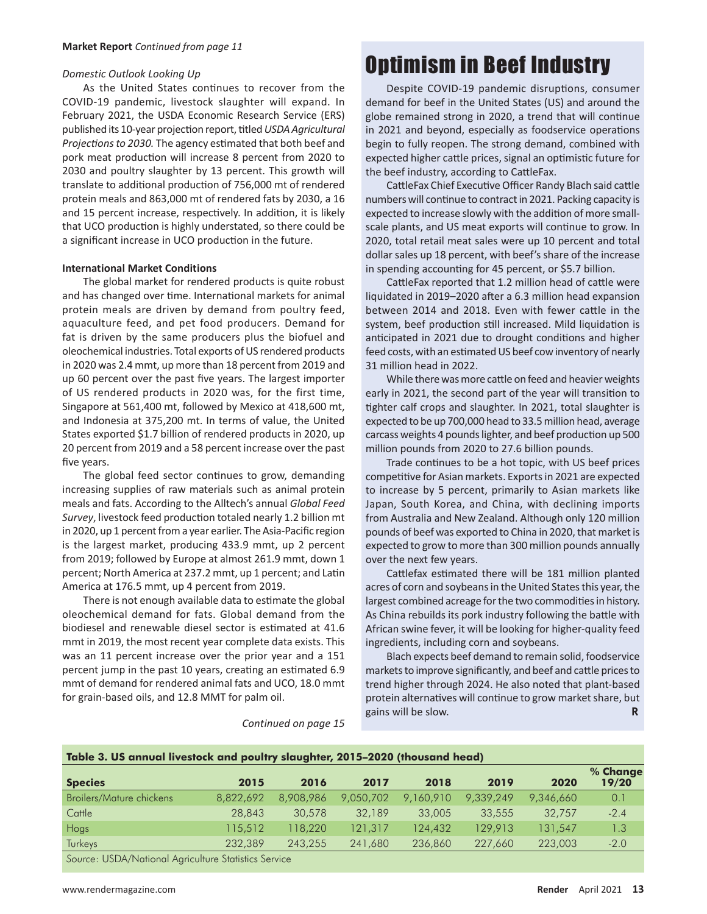**Market Report** *Continued from page 11*

*Domestic Outlook Looking Up*

As the United States continues to recover from the COVID-19 pandemic, livestock slaughter will expand. In February 2021, the USDA Economic Research Service (ERS) published its 10-year projection report, titled *USDA Agricultural Projections to 2030.* The agency estimated that both beef and pork meat production will increase 8 percent from 2020 to 2030 and poultry slaughter by 13 percent. This growth will translate to additional production of 756,000 mt of rendered protein meals and 863,000 mt of rendered fats by 2030, a 16 and 15 percent increase, respectively. In addition, it is likely that UCO production is highly understated, so there could be a significant increase in UCO production in the future.

**International Market Conditions**

The global market for rendered products is quite robust and has changed over time. International markets for animal protein meals are driven by demand from poultry feed, aquaculture feed, and pet food producers. Demand for fat is driven by the same producers plus the biofuel and oleochemical industries. Total exports of US rendered products in 2020 was 2.4 mmt, up more than 18 percent from 2019 and up 60 percent over the past five years. The largest importer of US rendered products in 2020 was, for the first time, Singapore at 561,400 mt, followed by Mexico at 418,600 mt, and Indonesia at 375,200 mt. In terms of value, the United States exported $1.7 billion of rendered products in 2020, up 20 percent from 2019 and a 58 percent increase over the past five years.

The global feed sector continues to grow, demanding increasing supplies of raw materials such as animal protein meals and fats. According to the Alltech's annual *Global Feed Survey*, livestock feed production totaled nearly 1.2 billion mt in 2020, up 1 percent from a year earlier. The Asia-Pacific region is the largest market, producing 433.9 mmt, up 2 percent from 2019; followed by Europe at almost 261.9 mmt, down 1 percent; North America at 237.2 mmt, up 1 percent; and Latin America at 176.5 mmt, up 4 percent from 2019.

There is not enough available data to estimate the global oleochemical demand for fats. Global demand from the biodiesel and renewable diesel sector is estimated at 41.6 mmt in 2019, the most recent year complete data exists. This was an 11 percent increase over the prior year and a 151 percent jump in the past 10 years, creating an estimated 6.9 mmt of demand for rendered animal fats and UCO, 18.0 mmt for grain-based oils, and 12.8 MMT for palm oil.

*Continued on page 15*

# Optimism in Beef Industry

Despite COVID-19 pandemic disruptions, consumer demand for beef in the United States (US) and around the globe remained strong in 2020, a trend that will continue in 2021 and beyond, especially as foodservice operations begin to fully reopen. The strong demand, combined with expected higher cattle prices, signal an optimistic future for the beef industry, according to CattleFax.

CattleFax Chief Executive Officer Randy Blach said cattle numbers will continue to contract in 2021. Packing capacity is expected to increase slowly with the addition of more small-scale plants, and US meat exports will continue to grow. In 2020, total retail meat sales were up 10 percent and total dollar sales up 18 percent, with beef's share of the increase in spending accounting for 45 percent, or $5.7 billion.

CattleFax reported that 1.2 million head of cattle were liquidated in 2019–2020 after a 6.3 million head expansion between 2014 and 2018. Even with fewer cattle in the system, beef production still increased. Mild liquidation is anticipated in 2021 due to drought conditions and higher feed costs, with an estimated US beef cow inventory of nearly 31 million head in 2022.

While there was more cattle on feed and heavier weights early in 2021, the second part of the year will transition to tighter calf crops and slaughter. In 2021, total slaughter is expected to be up 700,000 head to 33.5 million head, average carcass weights 4 pounds lighter, and beef production up 500 million pounds from 2020 to 27.6 billion pounds.

Trade continues to be a hot topic, with US beef prices competitive for Asian markets. Exports in 2021 are expected to increase by 5 percent, primarily to Asian markets like Japan, South Korea, and China, with declining imports from Australia and New Zealand. Although only 120 million pounds of beef was exported to China in 2020, that market is expected to grow to more than 300 million pounds annually over the next few years.

Cattlefax estimated there will be 181 million planted acres of corn and soybeans in the United States this year, the largest combined acreage for the two commodities in history. As China rebuilds its pork industry following the battle with African swine fever, it will be looking for higher-quality feed ingredients, including corn and soybeans.

Blach expects beef demand to remain solid, foodservice markets to improve significantly, and beef and cattle prices to trend higher through 2024. He also noted that plant-based protein alternatives will continue to grow market share, but gains will be slow. **R**

**Table 3. US annual livestock and poultry slaughter, 2015–2020 (thousand head)**

| Species | 2015 | 2016 | 2017 | 2018 | 2019 | 2020 | % Change 19/20 |
|---|---|---|---|---|---|---|---|
| Broilers/Mature chickens | 8,822,692 | 8,908,986 | 9,050,702 | 9,160,910 | 9,339,249 | 9,346,660 | 0.1 |
| Cattle | 28,843 | 30,578 | 32,189 | 33,005 | 33,555 | 32,757 | -2.4 |
| Hogs | 115,512 | 118,220 | 121,317 | 124,432 | 129,913 | 131,547 | 1.3 |
| Turkeys | 232,389 | 243,255 | 241,680 | 236,860 | 227,660 | 223,003 | -2.0 |

*Source*: USDA/National Agriculture Statistics Service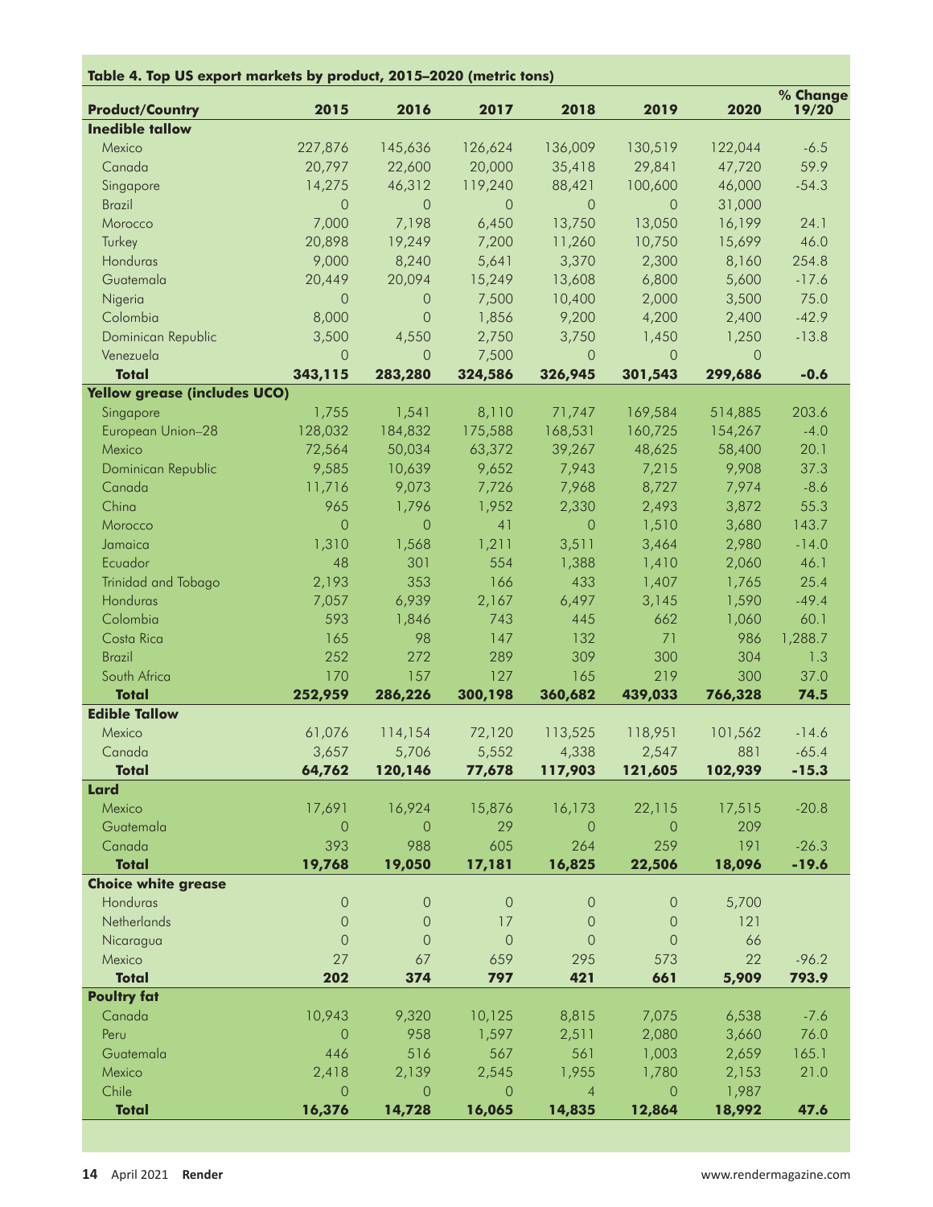**Table 4. Top US export markets by product, 2015–2020 (metric tons)**

| Product/Country | 2015 | 2016 | 2017 | 2018 | 2019 | 2020 | % Change 19/20 |
|---|---|---|---|---|---|---|---|
| **Inedible tallow** | | | | | | | |
| Mexico | 227,876 | 145,636 | 126,624 | 136,009 | 130,519 | 122,044 | -6.5 |
| Canada | 20,797 | 22,600 | 20,000 | 35,418 | 29,841 | 47,720 | 59.9 |
| Singapore | 14,275 | 46,312 | 119,240 | 88,421 | 100,600 | 46,000 | -54.3 |
| Brazil | 0 | 0 | 0 | 0 | 0 | 31,000 | |
| Morocco | 7,000 | 7,198 | 6,450 | 13,750 | 13,050 | 16,199 | 24.1 |
| Turkey | 20,898 | 19,249 | 7,200 | 11,260 | 10,750 | 15,699 | 46.0 |
| Honduras | 9,000 | 8,240 | 5,641 | 3,370 | 2,300 | 8,160 | 254.8 |
| Guatemala | 20,449 | 20,094 | 15,249 | 13,608 | 6,800 | 5,600 | -17.6 |
| Nigeria | 0 | 0 | 7,500 | 10,400 | 2,000 | 3,500 | 75.0 |
| Colombia | 8,000 | 0 | 1,856 | 9,200 | 4,200 | 2,400 | -42.9 |
| Dominican Republic | 3,500 | 4,550 | 2,750 | 3,750 | 1,450 | 1,250 | -13.8 |
| Venezuela | 0 | 0 | 7,500 | 0 | 0 | 0 | |
| **Total** | **343,115** | **283,280** | **324,586** | **326,945** | **301,543** | **299,686** | **-0.6** |
| **Yellow grease (includes UCO)** | | | | | | | |
| Singapore | 1,755 | 1,541 | 8,110 | 71,747 | 169,584 | 514,885 | 203.6 |
| European Union–28 | 128,032 | 184,832 | 175,588 | 168,531 | 160,725 | 154,267 | -4.0 |
| Mexico | 72,564 | 50,034 | 63,372 | 39,267 | 48,625 | 58,400 | 20.1 |
| Dominican Republic | 9,585 | 10,639 | 9,652 | 7,943 | 7,215 | 9,908 | 37.3 |
| Canada | 11,716 | 9,073 | 7,726 | 7,968 | 8,727 | 7,974 | -8.6 |
| China | 965 | 1,796 | 1,952 | 2,330 | 2,493 | 3,872 | 55.3 |
| Morocco | 0 | 0 | 41 | 0 | 1,510 | 3,680 | 143.7 |
| Jamaica | 1,310 | 1,568 | 1,211 | 3,511 | 3,464 | 2,980 | -14.0 |
| Ecuador | 48 | 301 | 554 | 1,388 | 1,410 | 2,060 | 46.1 |
| Trinidad and Tobago | 2,193 | 353 | 166 | 433 | 1,407 | 1,765 | 25.4 |
| Honduras | 7,057 | 6,939 | 2,167 | 6,497 | 3,145 | 1,590 | -49.4 |
| Colombia | 593 | 1,846 | 743 | 445 | 662 | 1,060 | 60.1 |
| Costa Rica | 165 | 98 | 147 | 132 | 71 | 986 | 1,288.7 |
| Brazil | 252 | 272 | 289 | 309 | 300 | 304 | 1.3 |
| South Africa | 170 | 157 | 127 | 165 | 219 | 300 | 37.0 |
| **Total** | **252,959** | **286,226** | **300,198** | **360,682** | **439,033** | **766,328** | **74.5** |
| **Edible Tallow** | | | | | | | |
| Mexico | 61,076 | 114,154 | 72,120 | 113,525 | 118,951 | 101,562 | -14.6 |
| Canada | 3,657 | 5,706 | 5,552 | 4,338 | 2,547 | 881 | -65.4 |
| **Total** | **64,762** | **120,146** | **77,678** | **117,903** | **121,605** | **102,939** | **-15.3** |
| **Lard** | | | | | | | |
| Mexico | 17,691 | 16,924 | 15,876 | 16,173 | 22,115 | 17,515 | -20.8 |
| Guatemala | 0 | 0 | 29 | 0 | 0 | 209 | |
| Canada | 393 | 988 | 605 | 264 | 259 | 191 | -26.3 |
| **Total** | **19,768** | **19,050** | **17,181** | **16,825** | **22,506** | **18,096** | **-19.6** |
| **Choice white grease** | | | | | | | |
| Honduras | 0 | 0 | 0 | 0 | 0 | 5,700 | |
| Netherlands | 0 | 0 | 17 | 0 | 0 | 121 | |
| Nicaragua | 0 | 0 | 0 | 0 | 0 | 66 | |
| Mexico | 27 | 67 | 659 | 295 | 573 | 22 | -96.2 |
| **Total** | **202** | **374** | **797** | **421** | **661** | **5,909** | **793.9** |
| **Poultry fat** | | | | | | | |
| Canada | 10,943 | 9,320 | 10,125 | 8,815 | 7,075 | 6,538 | -7.6 |
| Peru | 0 | 958 | 1,597 | 2,511 | 2,080 | 3,660 | 76.0 |
| Guatemala | 446 | 516 | 567 | 561 | 1,003 | 2,659 | 165.1 |
| Mexico | 2,418 | 2,139 | 2,545 | 1,955 | 1,780 | 2,153 | 21.0 |
| Chile | 0 | 0 | 0 | 4 | 0 | 1,987 | |
| **Total** | **16,376** | **14,728** | **16,065** | **14,835** | **12,864** | **18,992** | **47.6** |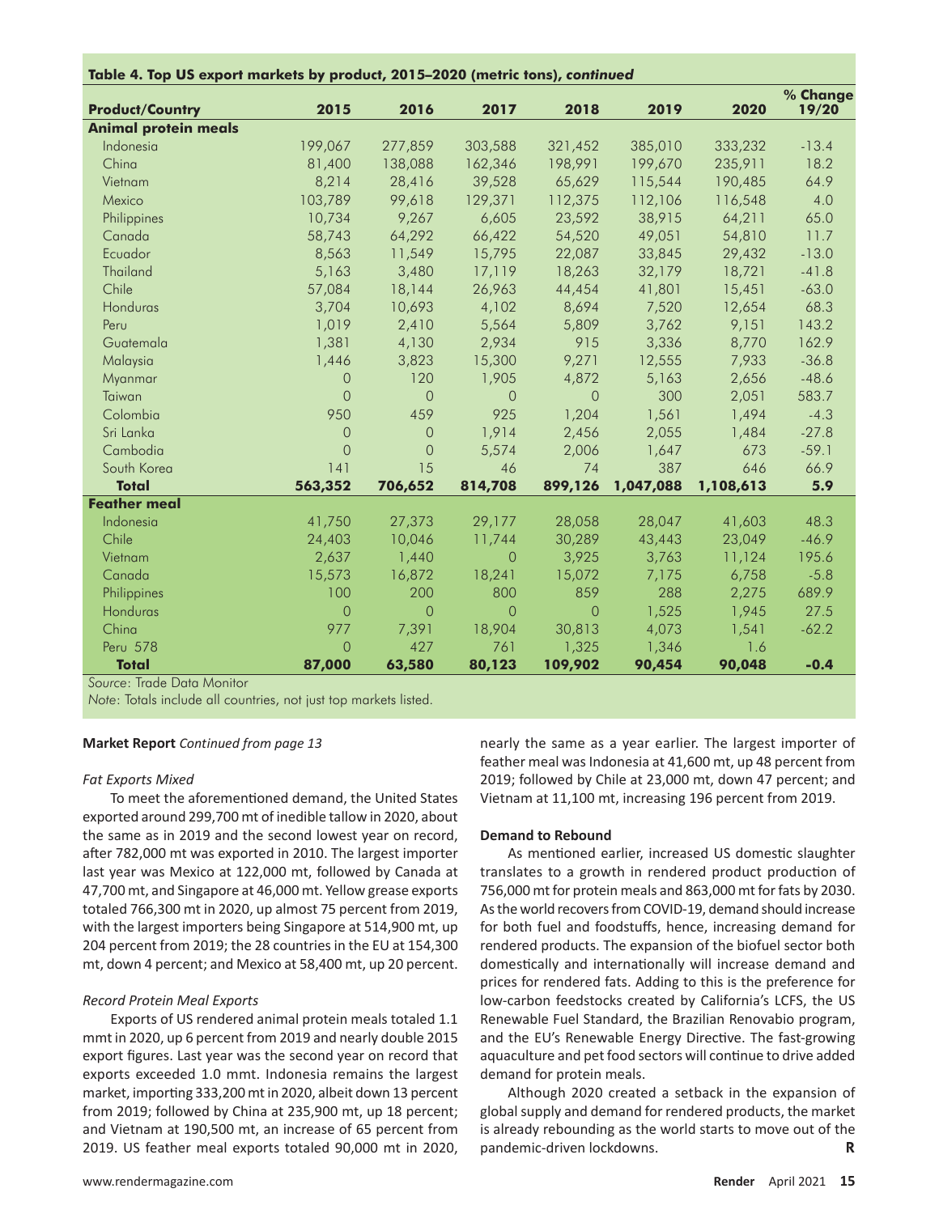**Table 4. Top US export markets by product, 2015–2020 (metric tons), *continued***

| Product/Country | 2015 | 2016 | 2017 | 2018 | 2019 | 2020 | % Change 19/20 |
|---|---|---|---|---|---|---|---|
| **Animal protein meals** | | | | | | | |
| Indonesia | 199,067 | 277,859 | 303,588 | 321,452 | 385,010 | 333,232 | -13.4 |
| China | 81,400 | 138,088 | 162,346 | 198,991 | 199,670 | 235,911 | 18.2 |
| Vietnam | 8,214 | 28,416 | 39,528 | 65,629 | 115,544 | 190,485 | 64.9 |
| Mexico | 103,789 | 99,618 | 129,371 | 112,375 | 112,106 | 116,548 | 4.0 |
| Philippines | 10,734 | 9,267 | 6,605 | 23,592 | 38,915 | 64,211 | 65.0 |
| Canada | 58,743 | 64,292 | 66,422 | 54,520 | 49,051 | 54,810 | 11.7 |
| Ecuador | 8,563 | 11,549 | 15,795 | 22,087 | 33,845 | 29,432 | -13.0 |
| Thailand | 5,163 | 3,480 | 17,119 | 18,263 | 32,179 | 18,721 | -41.8 |
| Chile | 57,084 | 18,144 | 26,963 | 44,454 | 41,801 | 15,451 | -63.0 |
| Honduras | 3,704 | 10,693 | 4,102 | 8,694 | 7,520 | 12,654 | 68.3 |
| Peru | 1,019 | 2,410 | 5,564 | 5,809 | 3,762 | 9,151 | 143.2 |
| Guatemala | 1,381 | 4,130 | 2,934 | 915 | 3,336 | 8,770 | 162.9 |
| Malaysia | 1,446 | 3,823 | 15,300 | 9,271 | 12,555 | 7,933 | -36.8 |
| Myanmar | 0 | 120 | 1,905 | 4,872 | 5,163 | 2,656 | -48.6 |
| Taiwan | 0 | 0 | 0 | 0 | 300 | 2,051 | 583.7 |
| Colombia | 950 | 459 | 925 | 1,204 | 1,561 | 1,494 | -4.3 |
| Sri Lanka | 0 | 0 | 1,914 | 2,456 | 2,055 | 1,484 | -27.8 |
| Cambodia | 0 | 0 | 5,574 | 2,006 | 1,647 | 673 | -59.1 |
| South Korea | 141 | 15 | 46 | 74 | 387 | 646 | 66.9 |
| **Total** | **563,352** | **706,652** | **814,708** | **899,126** | **1,047,088** | **1,108,613** | **5.9** |
| **Feather meal** | | | | | | | |
| Indonesia | 41,750 | 27,373 | 29,177 | 28,058 | 28,047 | 41,603 | 48.3 |
| Chile | 24,403 | 10,046 | 11,744 | 30,289 | 43,443 | 23,049 | -46.9 |
| Vietnam | 2,637 | 1,440 | 0 | 3,925 | 3,763 | 11,124 | 195.6 |
| Canada | 15,573 | 16,872 | 18,241 | 15,072 | 7,175 | 6,758 | -5.8 |
| Philippines | 100 | 200 | 800 | 859 | 288 | 2,275 | 689.9 |
| Honduras | 0 | 0 | 0 | 0 | 1,525 | 1,945 | 27.5 |
| China | 977 | 7,391 | 18,904 | 30,813 | 4,073 | 1,541 | -62.2 |
| Peru 578 | 0 | 427 | 761 | 1,325 | 1,346 | 1.6 | |
| **Total** | **87,000** | **63,580** | **80,123** | **109,902** | **90,454** | **90,048** | **-0.4** |

*Source*: Trade Data Monitor

*Note*: Totals include all countries, not just top markets listed.

**Market Report** *Continued from page 13*

*Fat Exports Mixed*

To meet the aforementioned demand, the United States exported around 299,700 mt of inedible tallow in 2020, about the same as in 2019 and the second lowest year on record, after 782,000 mt was exported in 2010. The largest importer last year was Mexico at 122,000 mt, followed by Canada at 47,700 mt, and Singapore at 46,000 mt. Yellow grease exports totaled 766,300 mt in 2020, up almost 75 percent from 2019, with the largest importers being Singapore at 514,900 mt, up 204 percent from 2019; the 28 countries in the EU at 154,300 mt, down 4 percent; and Mexico at 58,400 mt, up 20 percent.

*Record Protein Meal Exports*

Exports of US rendered animal protein meals totaled 1.1 mmt in 2020, up 6 percent from 2019 and nearly double 2015 export figures. Last year was the second year on record that exports exceeded 1.0 mmt. Indonesia remains the largest market, importing 333,200 mt in 2020, albeit down 13 percent from 2019; followed by China at 235,900 mt, up 18 percent; and Vietnam at 190,500 mt, an increase of 65 percent from 2019. US feather meal exports totaled 90,000 mt in 2020, nearly the same as a year earlier. The largest importer of feather meal was Indonesia at 41,600 mt, up 48 percent from 2019; followed by Chile at 23,000 mt, down 47 percent; and Vietnam at 11,100 mt, increasing 196 percent from 2019.

**Demand to Rebound**

As mentioned earlier, increased US domestic slaughter translates to a growth in rendered product production of 756,000 mt for protein meals and 863,000 mt for fats by 2030. As the world recovers from COVID-19, demand should increase for both fuel and foodstuffs, hence, increasing demand for rendered products. The expansion of the biofuel sector both domestically and internationally will increase demand and prices for rendered fats. Adding to this is the preference for low-carbon feedstocks created by California's LCFS, the US Renewable Fuel Standard, the Brazilian Renovabio program, and the EU's Renewable Energy Directive. The fast-growing aquaculture and pet food sectors will continue to drive added demand for protein meals.

Although 2020 created a setback in the expansion of global supply and demand for rendered products, the market is already rebounding as the world starts to move out of the pandemic-driven lockdowns. **R**